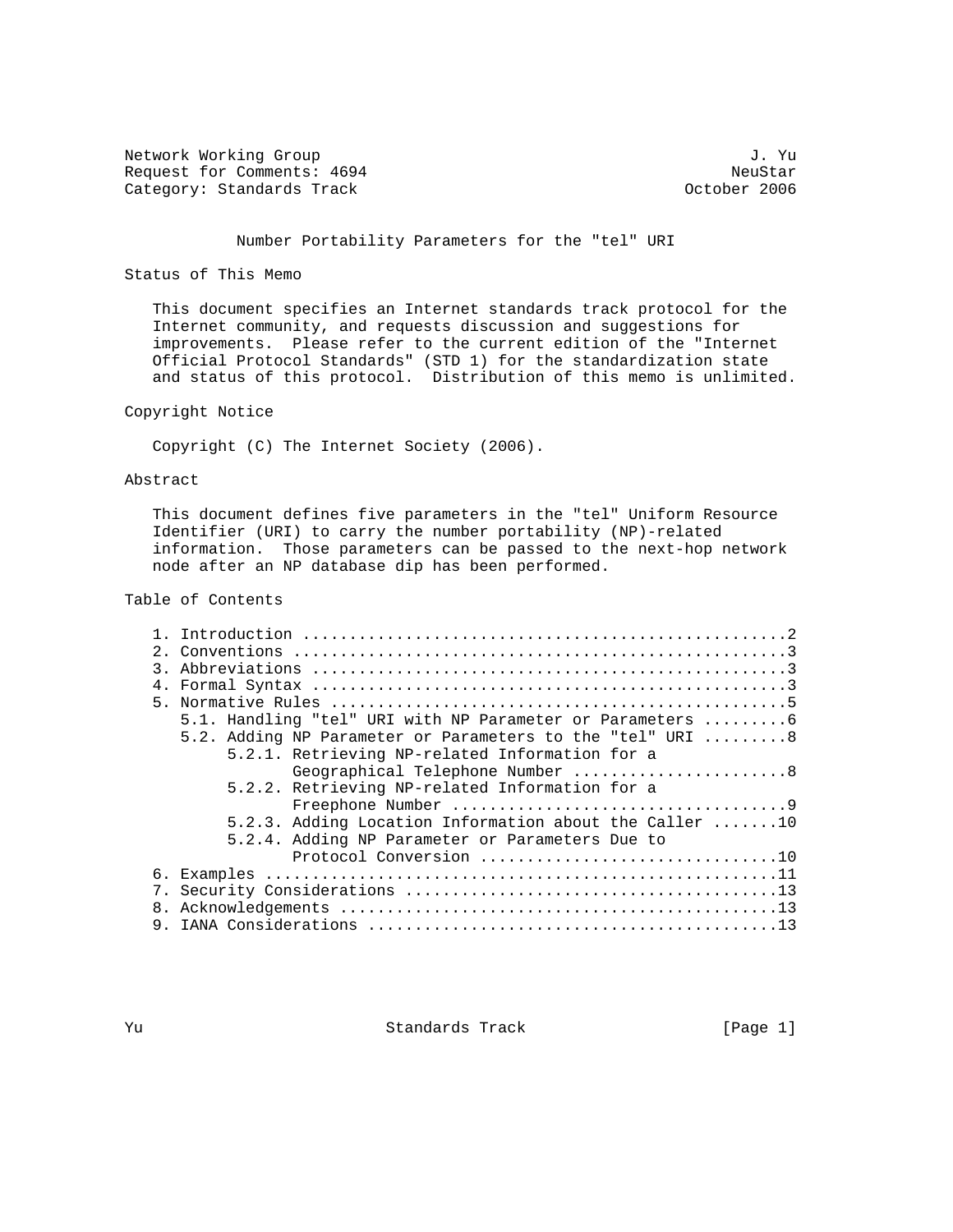Network Working Group J. Yu
Request for Comments: 4694 NeuStar
Category: Standards Track October 2006

# Number Portability Parameters for the "tel" URI

## Status of This Memo

This document specifies an Internet standards track protocol for the Internet community, and requests discussion and suggestions for improvements. Please refer to the current edition of the "Internet Official Protocol Standards" (STD 1) for the standardization state and status of this protocol. Distribution of this memo is unlimited.

## Copyright Notice

Copyright (C) The Internet Society (2006).

## Abstract

This document defines five parameters in the "tel" Uniform Resource Identifier (URI) to carry the number portability (NP)-related information. Those parameters can be passed to the next-hop network node after an NP database dip has been performed.

## Table of Contents

```
1. Introduction ....................................................2
2. Conventions .....................................................3
3. Abbreviations ...................................................3
4. Formal Syntax ...................................................3
5. Normative Rules .................................................5
   5.1. Handling "tel" URI with NP Parameter or Parameters .........6
   5.2. Adding NP Parameter or Parameters to the "tel" URI .........8
        5.2.1. Retrieving NP-related Information for a
               Geographical Telephone Number .......................8
        5.2.2. Retrieving NP-related Information for a
               Freephone Number ....................................9
        5.2.3. Adding Location Information about the Caller .......10
        5.2.4. Adding NP Parameter or Parameters Due to
               Protocol Conversion ................................10
6. Examples .......................................................11
7. Security Considerations ........................................13
8. Acknowledgements ...............................................13
9. IANA Considerations ............................................13
```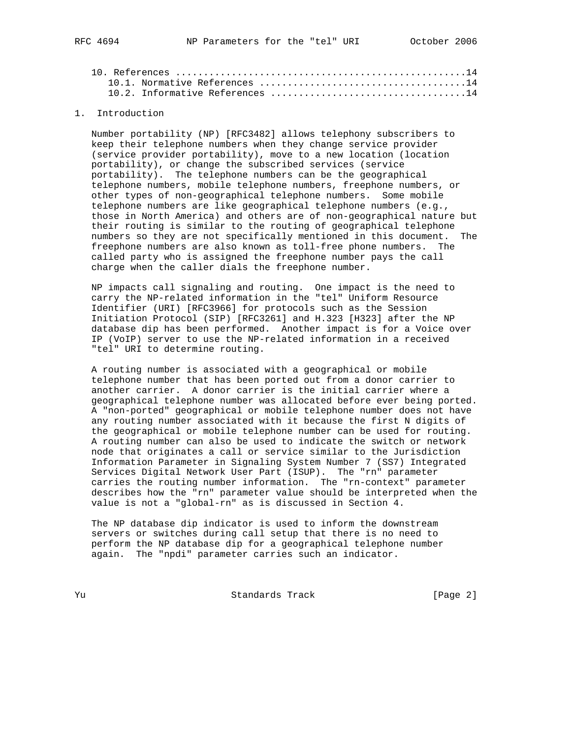10. References ....................................................14
   10.1. Normative References .....................................14
   10.2. Informative References ...................................14

## 1. Introduction

Number portability (NP) [RFC3482] allows telephony subscribers to keep their telephone numbers when they change service provider (service provider portability), move to a new location (location portability), or change the subscribed services (service portability). The telephone numbers can be the geographical telephone numbers, mobile telephone numbers, freephone numbers, or other types of non-geographical telephone numbers. Some mobile telephone numbers are like geographical telephone numbers (e.g., those in North America) and others are of non-geographical nature but their routing is similar to the routing of geographical telephone numbers so they are not specifically mentioned in this document. The freephone numbers are also known as toll-free phone numbers. The called party who is assigned the freephone number pays the call charge when the caller dials the freephone number.

NP impacts call signaling and routing. One impact is the need to carry the NP-related information in the "tel" Uniform Resource Identifier (URI) [RFC3966] for protocols such as the Session Initiation Protocol (SIP) [RFC3261] and H.323 [H323] after the NP database dip has been performed. Another impact is for a Voice over IP (VoIP) server to use the NP-related information in a received "tel" URI to determine routing.

A routing number is associated with a geographical or mobile telephone number that has been ported out from a donor carrier to another carrier. A donor carrier is the initial carrier where a geographical telephone number was allocated before ever being ported. A "non-ported" geographical or mobile telephone number does not have any routing number associated with it because the first N digits of the geographical or mobile telephone number can be used for routing. A routing number can also be used to indicate the switch or network node that originates a call or service similar to the Jurisdiction Information Parameter in Signaling System Number 7 (SS7) Integrated Services Digital Network User Part (ISUP). The "rn" parameter carries the routing number information. The "rn-context" parameter describes how the "rn" parameter value should be interpreted when the value is not a "global-rn" as is discussed in Section 4.

The NP database dip indicator is used to inform the downstream servers or switches during call setup that there is no need to perform the NP database dip for a geographical telephone number again. The "npdi" parameter carries such an indicator.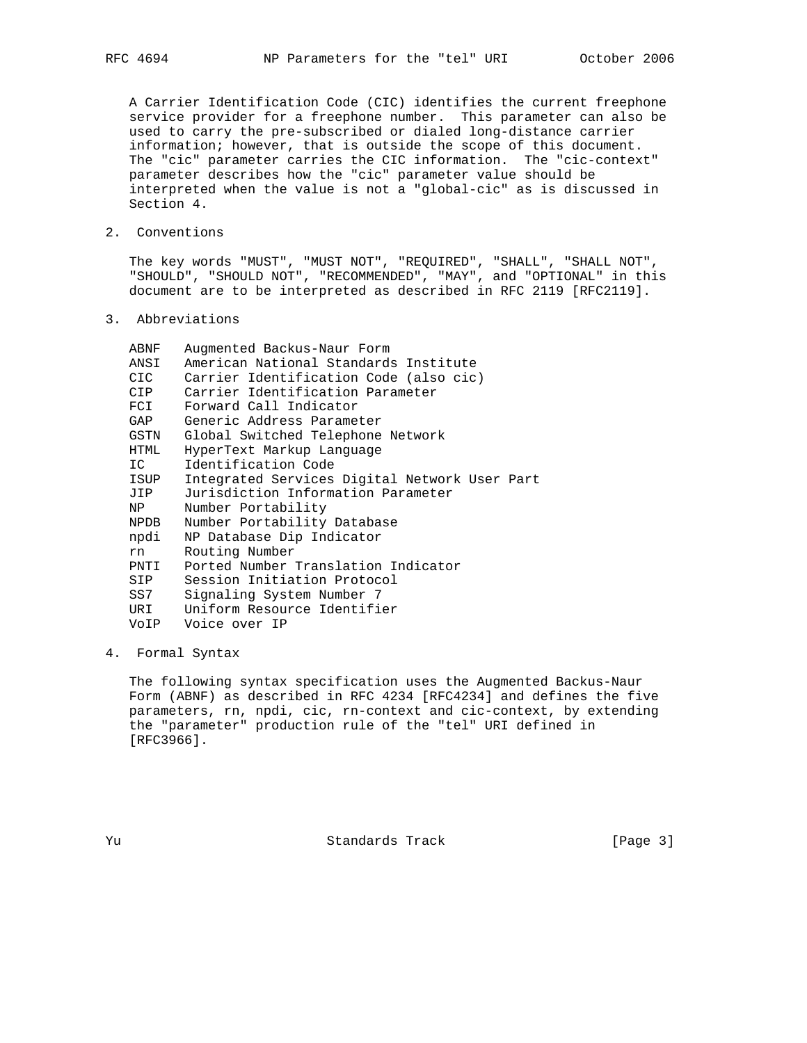A Carrier Identification Code (CIC) identifies the current freephone service provider for a freephone number. This parameter can also be used to carry the pre-subscribed or dialed long-distance carrier information; however, that is outside the scope of this document. The "cic" parameter carries the CIC information. The "cic-context" parameter describes how the "cic" parameter value should be interpreted when the value is not a "global-cic" as is discussed in Section 4.

## 2. Conventions

The key words "MUST", "MUST NOT", "REQUIRED", "SHALL", "SHALL NOT", "SHOULD", "SHOULD NOT", "RECOMMENDED", "MAY", and "OPTIONAL" in this document are to be interpreted as described in RFC 2119 [RFC2119].

## 3. Abbreviations

```
ABNF   Augmented Backus-Naur Form
ANSI   American National Standards Institute
CIC    Carrier Identification Code (also cic)
CIP    Carrier Identification Parameter
FCI    Forward Call Indicator
GAP    Generic Address Parameter
GSTN   Global Switched Telephone Network
HTML   HyperText Markup Language
IC     Identification Code
ISUP   Integrated Services Digital Network User Part
JIP    Jurisdiction Information Parameter
NP     Number Portability
NPDB   Number Portability Database
npdi   NP Database Dip Indicator
rn     Routing Number
PNTI   Ported Number Translation Indicator
SIP    Session Initiation Protocol
SS7    Signaling System Number 7
URI    Uniform Resource Identifier
VoIP   Voice over IP
```

## 4. Formal Syntax

The following syntax specification uses the Augmented Backus-Naur Form (ABNF) as described in RFC 4234 [RFC4234] and defines the five parameters, rn, npdi, cic, rn-context and cic-context, by extending the "parameter" production rule of the "tel" URI defined in [RFC3966].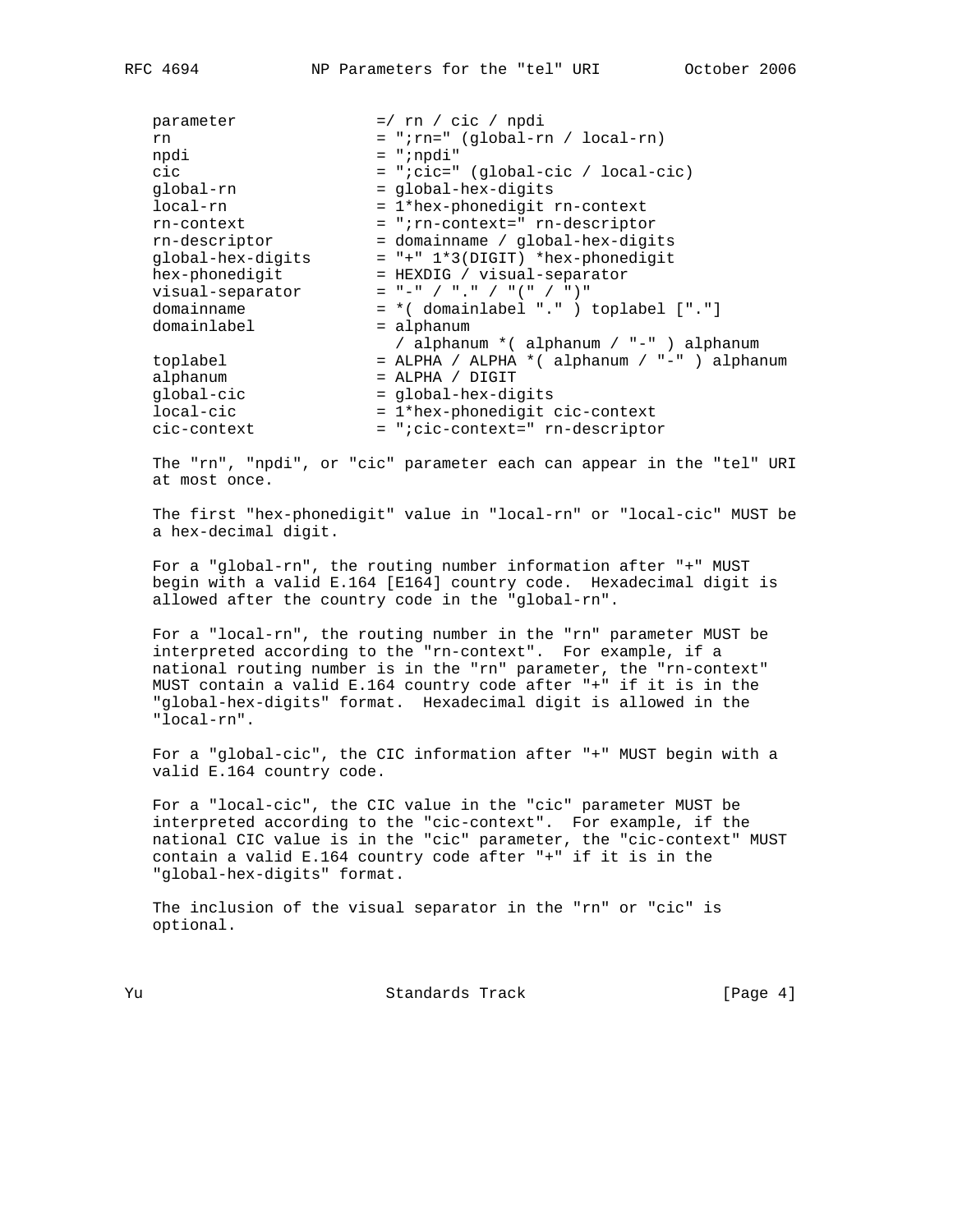```
parameter             =/ rn / cic / npdi
rn                    = ";rn=" (global-rn / local-rn)
npdi                  = ";npdi"
cic                   = ";cic=" (global-cic / local-cic)
global-rn             = global-hex-digits
local-rn              = 1*hex-phonedigit rn-context
rn-context            = ";rn-context=" rn-descriptor
rn-descriptor         = domainname / global-hex-digits
global-hex-digits     = "+" 1*3(DIGIT) *hex-phonedigit
hex-phonedigit        = HEXDIG / visual-separator
visual-separator      = "-" / "." / "(" / ")"
domainname            = *( domainlabel "." ) toplabel ["."]
domainlabel           = alphanum
                        / alphanum *( alphanum / "-" ) alphanum
toplabel              = ALPHA / ALPHA *( alphanum / "-" ) alphanum
alphanum              = ALPHA / DIGIT
global-cic            = global-hex-digits
local-cic             = 1*hex-phonedigit cic-context
cic-context           = ";cic-context=" rn-descriptor
```

The "rn", "npdi", or "cic" parameter each can appear in the "tel" URI at most once.

The first "hex-phonedigit" value in "local-rn" or "local-cic" MUST be a hex-decimal digit.

For a "global-rn", the routing number information after "+" MUST begin with a valid E.164 [E164] country code. Hexadecimal digit is allowed after the country code in the "global-rn".

For a "local-rn", the routing number in the "rn" parameter MUST be interpreted according to the "rn-context". For example, if a national routing number is in the "rn" parameter, the "rn-context" MUST contain a valid E.164 country code after "+" if it is in the "global-hex-digits" format. Hexadecimal digit is allowed in the "local-rn".

For a "global-cic", the CIC information after "+" MUST begin with a valid E.164 country code.

For a "local-cic", the CIC value in the "cic" parameter MUST be interpreted according to the "cic-context". For example, if the national CIC value is in the "cic" parameter, the "cic-context" MUST contain a valid E.164 country code after "+" if it is in the "global-hex-digits" format.

The inclusion of the visual separator in the "rn" or "cic" is optional.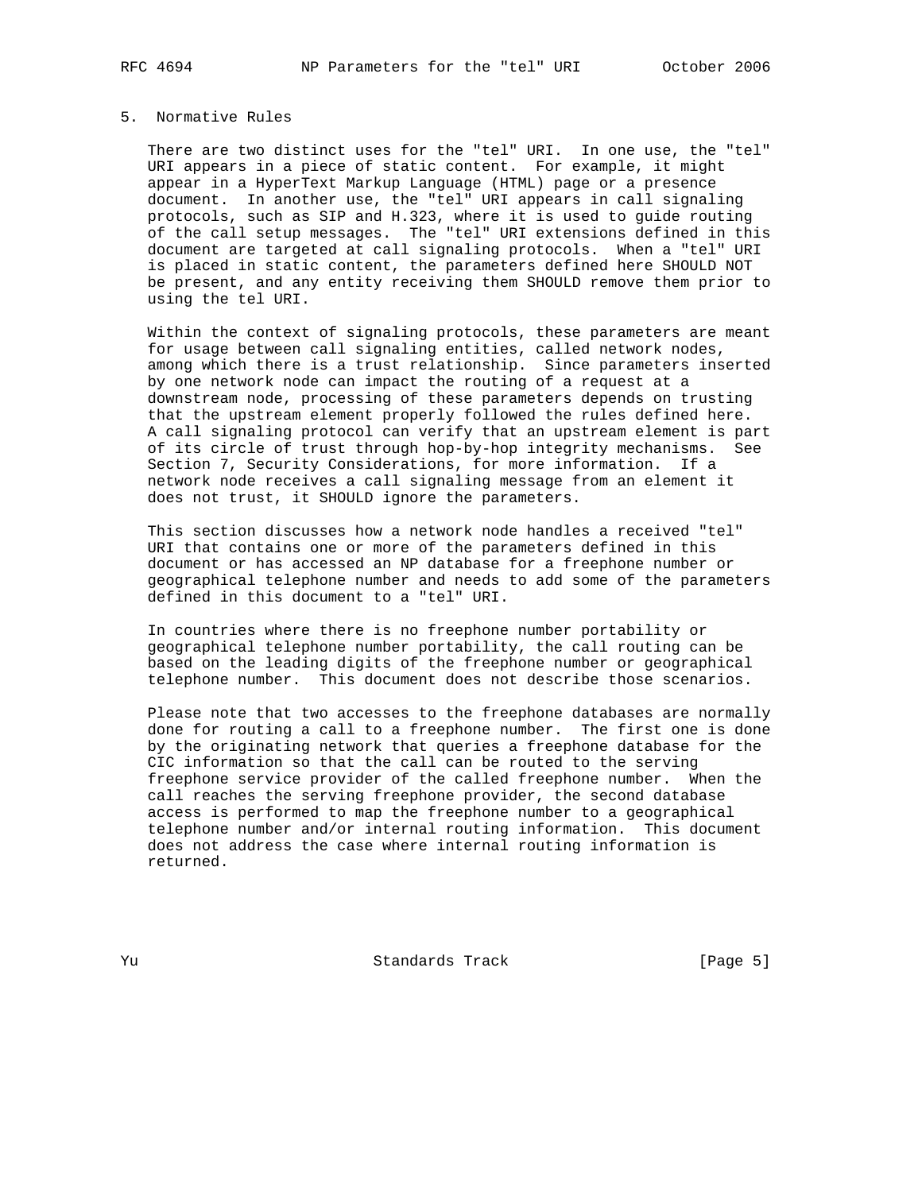## 5. Normative Rules

There are two distinct uses for the "tel" URI. In one use, the "tel" URI appears in a piece of static content. For example, it might appear in a HyperText Markup Language (HTML) page or a presence document. In another use, the "tel" URI appears in call signaling protocols, such as SIP and H.323, where it is used to guide routing of the call setup messages. The "tel" URI extensions defined in this document are targeted at call signaling protocols. When a "tel" URI is placed in static content, the parameters defined here SHOULD NOT be present, and any entity receiving them SHOULD remove them prior to using the tel URI.

Within the context of signaling protocols, these parameters are meant for usage between call signaling entities, called network nodes, among which there is a trust relationship. Since parameters inserted by one network node can impact the routing of a request at a downstream node, processing of these parameters depends on trusting that the upstream element properly followed the rules defined here. A call signaling protocol can verify that an upstream element is part of its circle of trust through hop-by-hop integrity mechanisms. See Section 7, Security Considerations, for more information. If a network node receives a call signaling message from an element it does not trust, it SHOULD ignore the parameters.

This section discusses how a network node handles a received "tel" URI that contains one or more of the parameters defined in this document or has accessed an NP database for a freephone number or geographical telephone number and needs to add some of the parameters defined in this document to a "tel" URI.

In countries where there is no freephone number portability or geographical telephone number portability, the call routing can be based on the leading digits of the freephone number or geographical telephone number. This document does not describe those scenarios.

Please note that two accesses to the freephone databases are normally done for routing a call to a freephone number. The first one is done by the originating network that queries a freephone database for the CIC information so that the call can be routed to the serving freephone service provider of the called freephone number. When the call reaches the serving freephone provider, the second database access is performed to map the freephone number to a geographical telephone number and/or internal routing information. This document does not address the case where internal routing information is returned.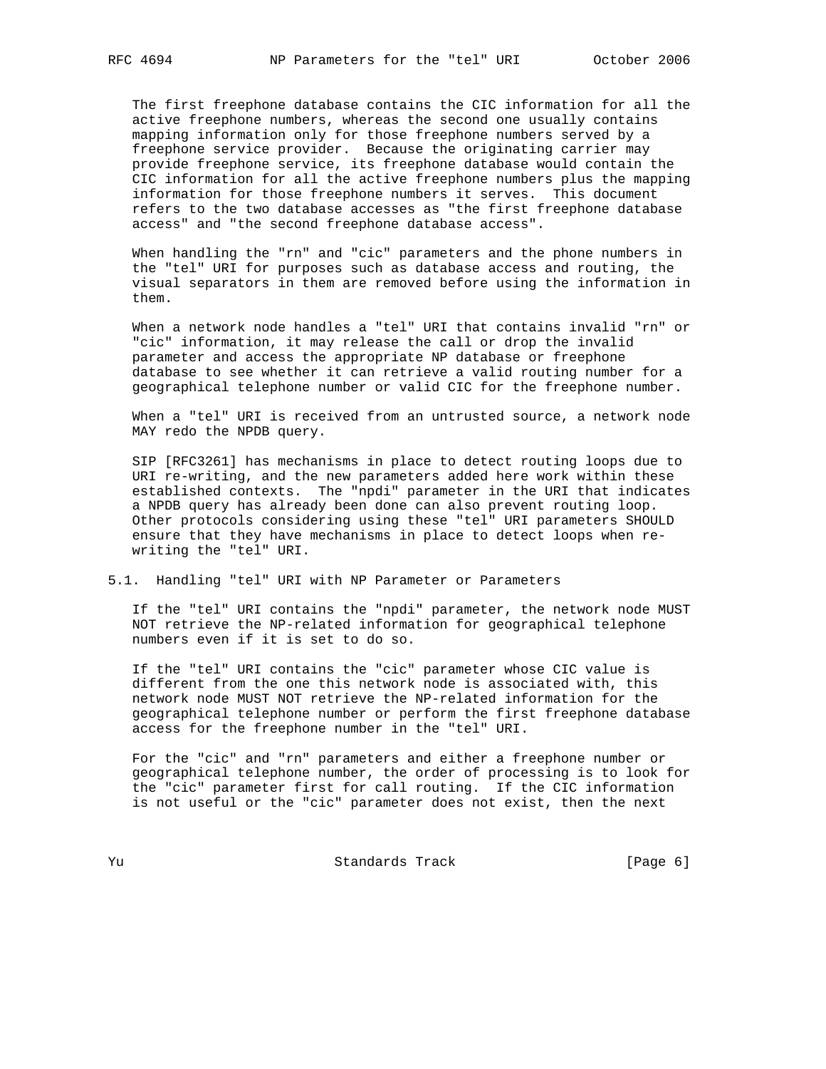The first freephone database contains the CIC information for all the active freephone numbers, whereas the second one usually contains mapping information only for those freephone numbers served by a freephone service provider. Because the originating carrier may provide freephone service, its freephone database would contain the CIC information for all the active freephone numbers plus the mapping information for those freephone numbers it serves. This document refers to the two database accesses as "the first freephone database access" and "the second freephone database access".

When handling the "rn" and "cic" parameters and the phone numbers in the "tel" URI for purposes such as database access and routing, the visual separators in them are removed before using the information in them.

When a network node handles a "tel" URI that contains invalid "rn" or "cic" information, it may release the call or drop the invalid parameter and access the appropriate NP database or freephone database to see whether it can retrieve a valid routing number for a geographical telephone number or valid CIC for the freephone number.

When a "tel" URI is received from an untrusted source, a network node MAY redo the NPDB query.

SIP [RFC3261] has mechanisms in place to detect routing loops due to URI re-writing, and the new parameters added here work within these established contexts. The "npdi" parameter in the URI that indicates a NPDB query has already been done can also prevent routing loop. Other protocols considering using these "tel" URI parameters SHOULD ensure that they have mechanisms in place to detect loops when re-writing the "tel" URI.

## 5.1. Handling "tel" URI with NP Parameter or Parameters

If the "tel" URI contains the "npdi" parameter, the network node MUST NOT retrieve the NP-related information for geographical telephone numbers even if it is set to do so.

If the "tel" URI contains the "cic" parameter whose CIC value is different from the one this network node is associated with, this network node MUST NOT retrieve the NP-related information for the geographical telephone number or perform the first freephone database access for the freephone number in the "tel" URI.

For the "cic" and "rn" parameters and either a freephone number or geographical telephone number, the order of processing is to look for the "cic" parameter first for call routing. If the CIC information is not useful or the "cic" parameter does not exist, then the next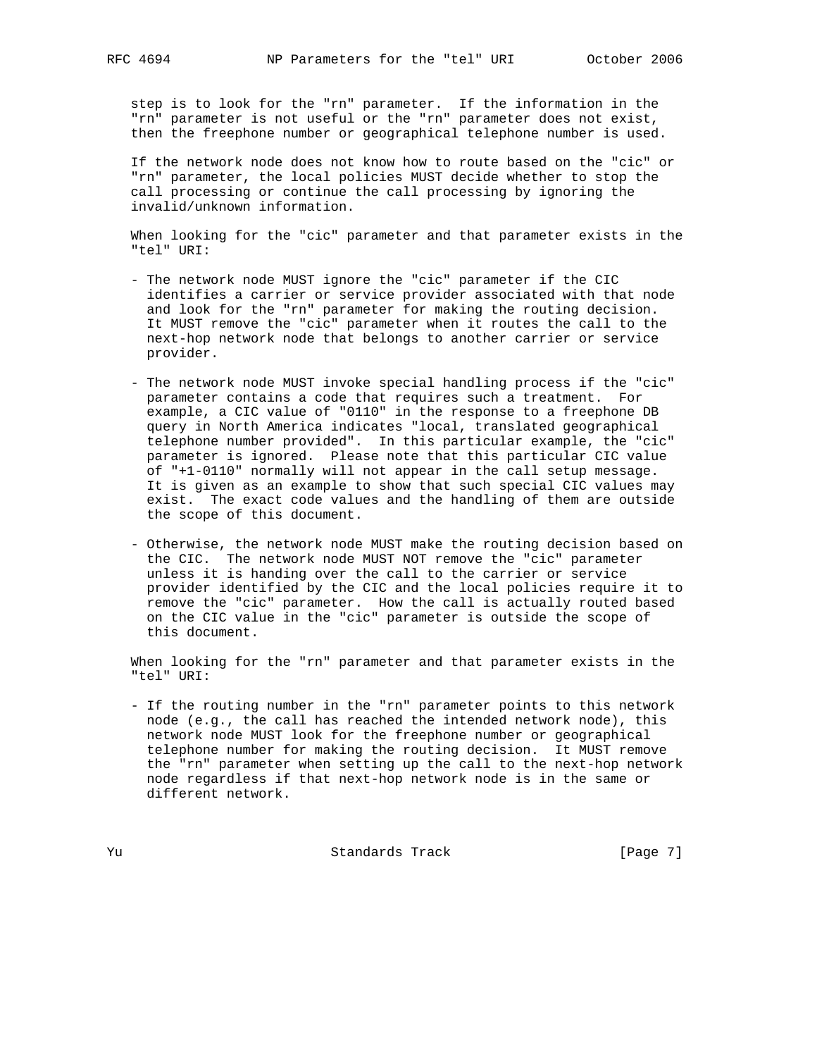step is to look for the "rn" parameter. If the information in the "rn" parameter is not useful or the "rn" parameter does not exist, then the freephone number or geographical telephone number is used.

If the network node does not know how to route based on the "cic" or "rn" parameter, the local policies MUST decide whether to stop the call processing or continue the call processing by ignoring the invalid/unknown information.

When looking for the "cic" parameter and that parameter exists in the "tel" URI:

- The network node MUST ignore the "cic" parameter if the CIC identifies a carrier or service provider associated with that node and look for the "rn" parameter for making the routing decision. It MUST remove the "cic" parameter when it routes the call to the next-hop network node that belongs to another carrier or service provider.

- The network node MUST invoke special handling process if the "cic" parameter contains a code that requires such a treatment. For example, a CIC value of "0110" in the response to a freephone DB query in North America indicates "local, translated geographical telephone number provided". In this particular example, the "cic" parameter is ignored. Please note that this particular CIC value of "+1-0110" normally will not appear in the call setup message. It is given as an example to show that such special CIC values may exist. The exact code values and the handling of them are outside the scope of this document.

- Otherwise, the network node MUST make the routing decision based on the CIC. The network node MUST NOT remove the "cic" parameter unless it is handing over the call to the carrier or service provider identified by the CIC and the local policies require it to remove the "cic" parameter. How the call is actually routed based on the CIC value in the "cic" parameter is outside the scope of this document.

When looking for the "rn" parameter and that parameter exists in the "tel" URI:

- If the routing number in the "rn" parameter points to this network node (e.g., the call has reached the intended network node), this network node MUST look for the freephone number or geographical telephone number for making the routing decision. It MUST remove the "rn" parameter when setting up the call to the next-hop network node regardless if that next-hop network node is in the same or different network.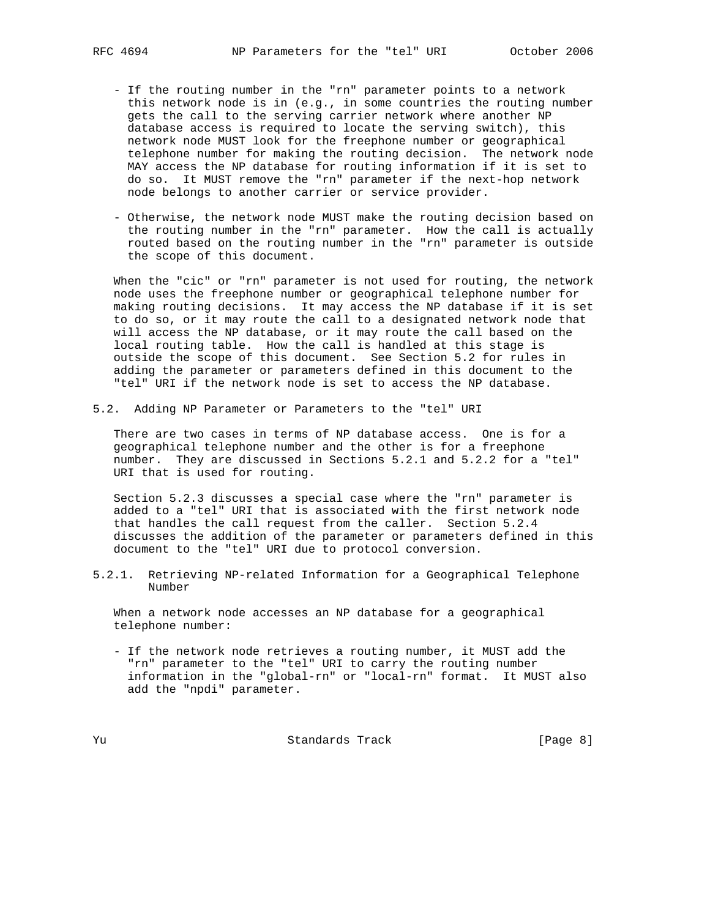- If the routing number in the "rn" parameter points to a network this network node is in (e.g., in some countries the routing number gets the call to the serving carrier network where another NP database access is required to locate the serving switch), this network node MUST look for the freephone number or geographical telephone number for making the routing decision. The network node MAY access the NP database for routing information if it is set to do so. It MUST remove the "rn" parameter if the next-hop network node belongs to another carrier or service provider.

- Otherwise, the network node MUST make the routing decision based on the routing number in the "rn" parameter. How the call is actually routed based on the routing number in the "rn" parameter is outside the scope of this document.

When the "cic" or "rn" parameter is not used for routing, the network node uses the freephone number or geographical telephone number for making routing decisions. It may access the NP database if it is set to do so, or it may route the call to a designated network node that will access the NP database, or it may route the call based on the local routing table. How the call is handled at this stage is outside the scope of this document. See Section 5.2 for rules in adding the parameter or parameters defined in this document to the "tel" URI if the network node is set to access the NP database.

### 5.2. Adding NP Parameter or Parameters to the "tel" URI

There are two cases in terms of NP database access. One is for a geographical telephone number and the other is for a freephone number. They are discussed in Sections 5.2.1 and 5.2.2 for a "tel" URI that is used for routing.

Section 5.2.3 discusses a special case where the "rn" parameter is added to a "tel" URI that is associated with the first network node that handles the call request from the caller. Section 5.2.4 discusses the addition of the parameter or parameters defined in this document to the "tel" URI due to protocol conversion.

#### 5.2.1. Retrieving NP-related Information for a Geographical Telephone Number

When a network node accesses an NP database for a geographical telephone number:

- If the network node retrieves a routing number, it MUST add the "rn" parameter to the "tel" URI to carry the routing number information in the "global-rn" or "local-rn" format. It MUST also add the "npdi" parameter.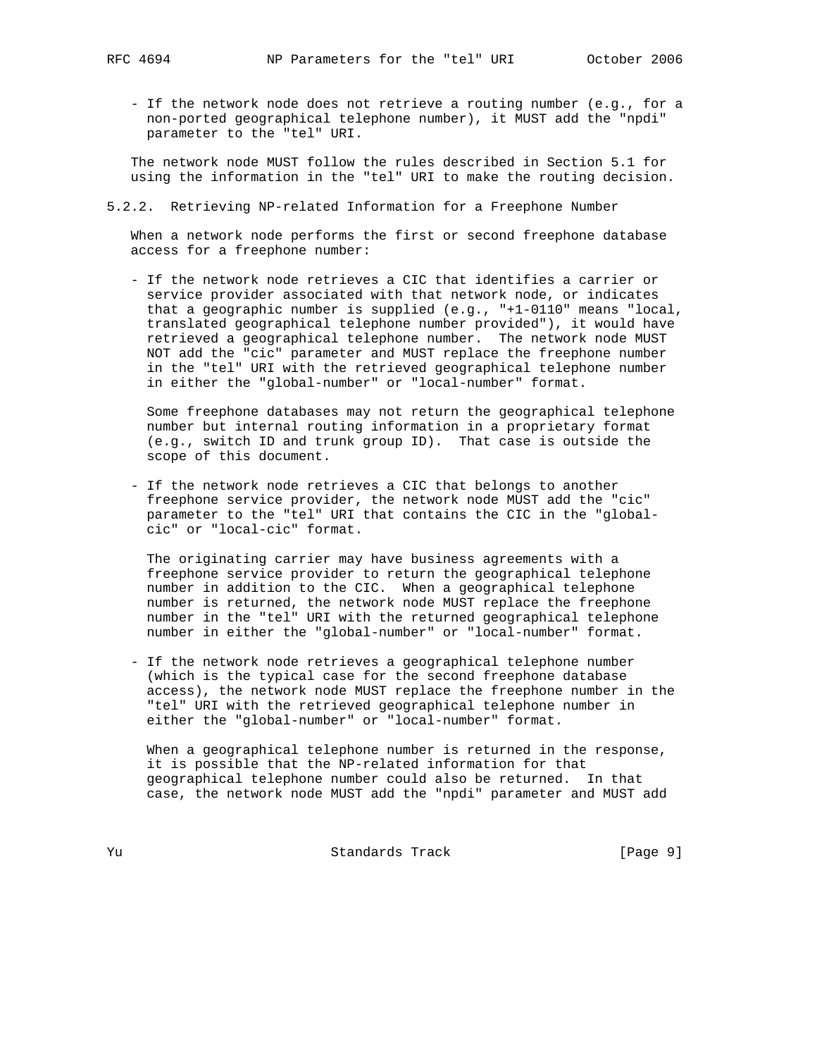- If the network node does not retrieve a routing number (e.g., for a non-ported geographical telephone number), it MUST add the "npdi" parameter to the "tel" URI.

The network node MUST follow the rules described in Section 5.1 for using the information in the "tel" URI to make the routing decision.

### 5.2.2. Retrieving NP-related Information for a Freephone Number

When a network node performs the first or second freephone database access for a freephone number:

- If the network node retrieves a CIC that identifies a carrier or service provider associated with that network node, or indicates that a geographic number is supplied (e.g., "+1-0110" means "local, translated geographical telephone number provided"), it would have retrieved a geographical telephone number. The network node MUST NOT add the "cic" parameter and MUST replace the freephone number in the "tel" URI with the retrieved geographical telephone number in either the "global-number" or "local-number" format.

  Some freephone databases may not return the geographical telephone number but internal routing information in a proprietary format (e.g., switch ID and trunk group ID). That case is outside the scope of this document.

- If the network node retrieves a CIC that belongs to another freephone service provider, the network node MUST add the "cic" parameter to the "tel" URI that contains the CIC in the "global-cic" or "local-cic" format.

  The originating carrier may have business agreements with a freephone service provider to return the geographical telephone number in addition to the CIC. When a geographical telephone number is returned, the network node MUST replace the freephone number in the "tel" URI with the returned geographical telephone number in either the "global-number" or "local-number" format.

- If the network node retrieves a geographical telephone number (which is the typical case for the second freephone database access), the network node MUST replace the freephone number in the "tel" URI with the retrieved geographical telephone number in either the "global-number" or "local-number" format.

  When a geographical telephone number is returned in the response, it is possible that the NP-related information for that geographical telephone number could also be returned. In that case, the network node MUST add the "npdi" parameter and MUST add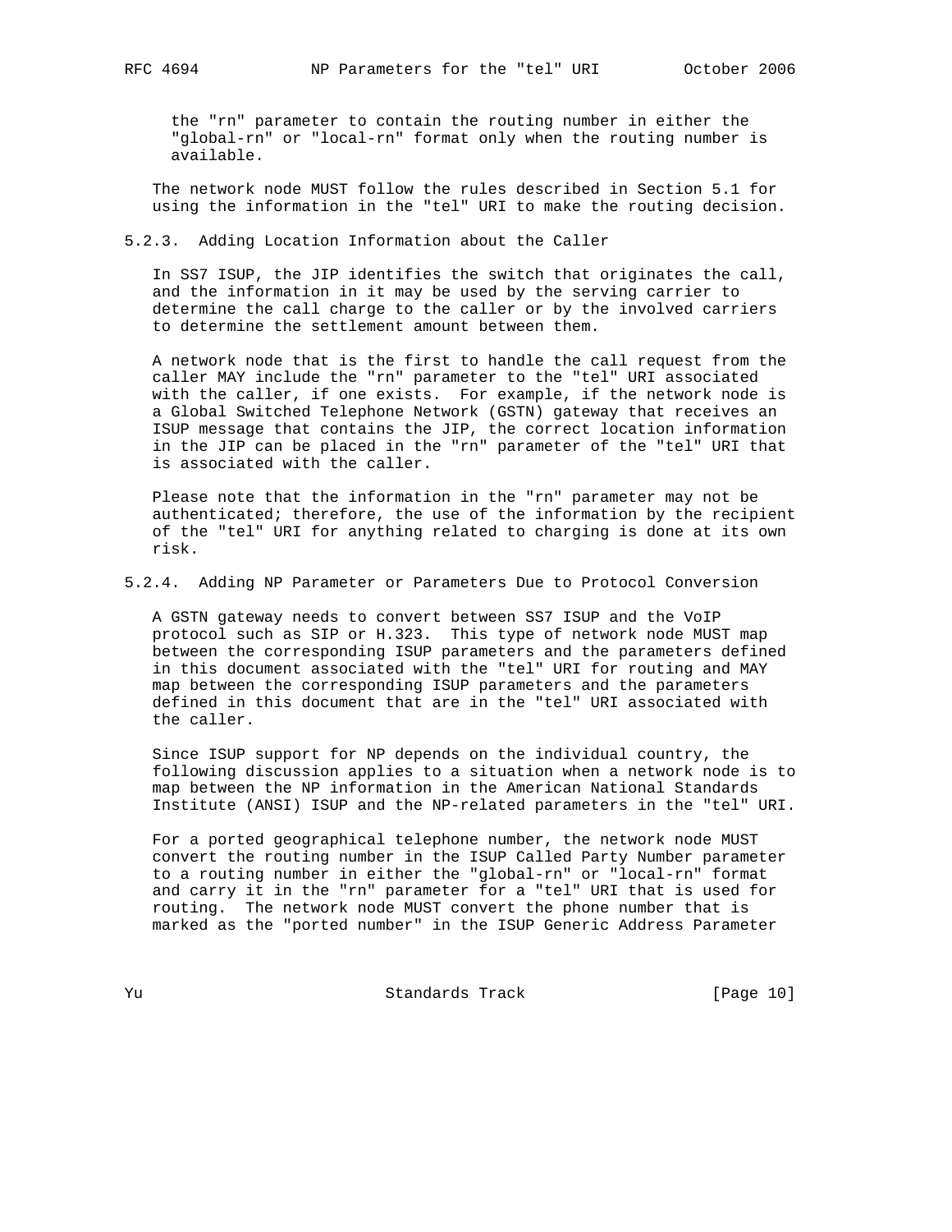the "rn" parameter to contain the routing number in either the "global-rn" or "local-rn" format only when the routing number is available.

The network node MUST follow the rules described in Section 5.1 for using the information in the "tel" URI to make the routing decision.

### 5.2.3. Adding Location Information about the Caller

In SS7 ISUP, the JIP identifies the switch that originates the call, and the information in it may be used by the serving carrier to determine the call charge to the caller or by the involved carriers to determine the settlement amount between them.

A network node that is the first to handle the call request from the caller MAY include the "rn" parameter to the "tel" URI associated with the caller, if one exists. For example, if the network node is a Global Switched Telephone Network (GSTN) gateway that receives an ISUP message that contains the JIP, the correct location information in the JIP can be placed in the "rn" parameter of the "tel" URI that is associated with the caller.

Please note that the information in the "rn" parameter may not be authenticated; therefore, the use of the information by the recipient of the "tel" URI for anything related to charging is done at its own risk.

### 5.2.4. Adding NP Parameter or Parameters Due to Protocol Conversion

A GSTN gateway needs to convert between SS7 ISUP and the VoIP protocol such as SIP or H.323. This type of network node MUST map between the corresponding ISUP parameters and the parameters defined in this document associated with the "tel" URI for routing and MAY map between the corresponding ISUP parameters and the parameters defined in this document that are in the "tel" URI associated with the caller.

Since ISUP support for NP depends on the individual country, the following discussion applies to a situation when a network node is to map between the NP information in the American National Standards Institute (ANSI) ISUP and the NP-related parameters in the "tel" URI.

For a ported geographical telephone number, the network node MUST convert the routing number in the ISUP Called Party Number parameter to a routing number in either the "global-rn" or "local-rn" format and carry it in the "rn" parameter for a "tel" URI that is used for routing. The network node MUST convert the phone number that is marked as the "ported number" in the ISUP Generic Address Parameter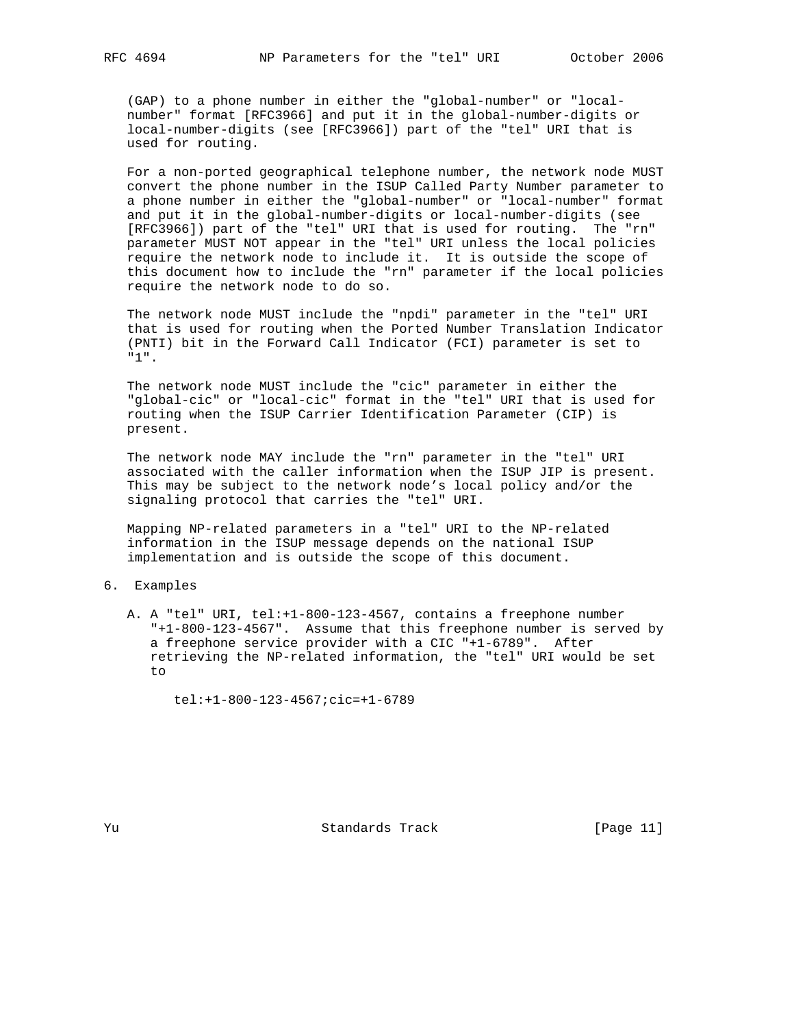(GAP) to a phone number in either the "global-number" or "local-number" format [RFC3966] and put it in the global-number-digits or local-number-digits (see [RFC3966]) part of the "tel" URI that is used for routing.

For a non-ported geographical telephone number, the network node MUST convert the phone number in the ISUP Called Party Number parameter to a phone number in either the "global-number" or "local-number" format and put it in the global-number-digits or local-number-digits (see [RFC3966]) part of the "tel" URI that is used for routing. The "rn" parameter MUST NOT appear in the "tel" URI unless the local policies require the network node to include it. It is outside the scope of this document how to include the "rn" parameter if the local policies require the network node to do so.

The network node MUST include the "npdi" parameter in the "tel" URI that is used for routing when the Ported Number Translation Indicator (PNTI) bit in the Forward Call Indicator (FCI) parameter is set to "1".

The network node MUST include the "cic" parameter in either the "global-cic" or "local-cic" format in the "tel" URI that is used for routing when the ISUP Carrier Identification Parameter (CIP) is present.

The network node MAY include the "rn" parameter in the "tel" URI associated with the caller information when the ISUP JIP is present. This may be subject to the network node's local policy and/or the signaling protocol that carries the "tel" URI.

Mapping NP-related parameters in a "tel" URI to the NP-related information in the ISUP message depends on the national ISUP implementation and is outside the scope of this document.

## 6. Examples

A. A "tel" URI, tel:+1-800-123-4567, contains a freephone number "+1-800-123-4567". Assume that this freephone number is served by a freephone service provider with a CIC "+1-6789". After retrieving the NP-related information, the "tel" URI would be set to

```
tel:+1-800-123-4567;cic=+1-6789
```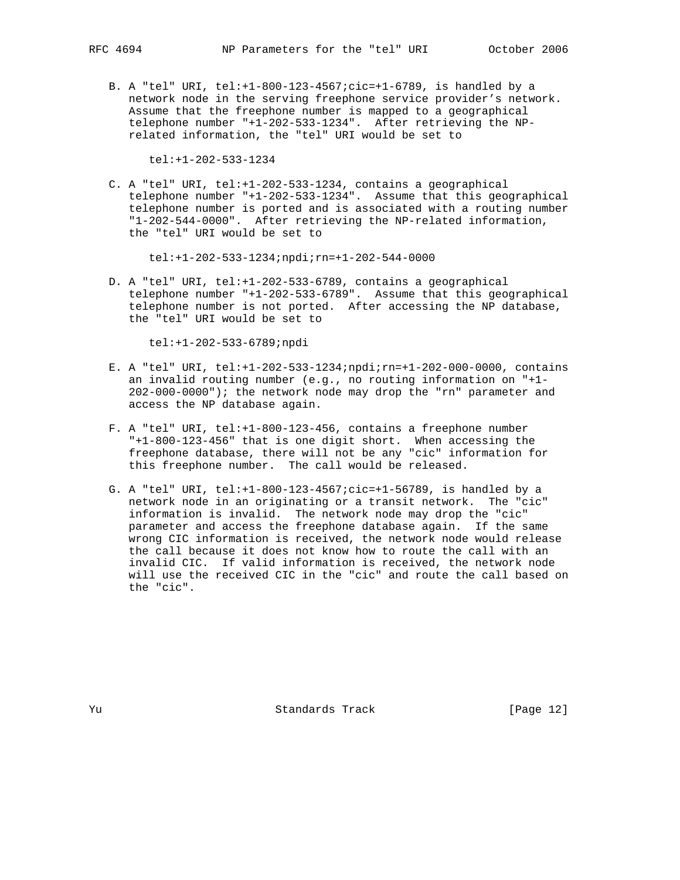B. A "tel" URI, tel:+1-800-123-4567;cic=+1-6789, is handled by a network node in the serving freephone service provider's network. Assume that the freephone number is mapped to a geographical telephone number "+1-202-533-1234". After retrieving the NP-related information, the "tel" URI would be set to

```
tel:+1-202-533-1234
```

C. A "tel" URI, tel:+1-202-533-1234, contains a geographical telephone number "+1-202-533-1234". Assume that this geographical telephone number is ported and is associated with a routing number "1-202-544-0000". After retrieving the NP-related information, the "tel" URI would be set to

```
tel:+1-202-533-1234;npdi;rn=+1-202-544-0000
```

D. A "tel" URI, tel:+1-202-533-6789, contains a geographical telephone number "+1-202-533-6789". Assume that this geographical telephone number is not ported. After accessing the NP database, the "tel" URI would be set to

```
tel:+1-202-533-6789;npdi
```

E. A "tel" URI, tel:+1-202-533-1234;npdi;rn=+1-202-000-0000, contains an invalid routing number (e.g., no routing information on "+1-202-000-0000"); the network node may drop the "rn" parameter and access the NP database again.

F. A "tel" URI, tel:+1-800-123-456, contains a freephone number "+1-800-123-456" that is one digit short. When accessing the freephone database, there will not be any "cic" information for this freephone number. The call would be released.

G. A "tel" URI, tel:+1-800-123-4567;cic=+1-56789, is handled by a network node in an originating or a transit network. The "cic" information is invalid. The network node may drop the "cic" parameter and access the freephone database again. If the same wrong CIC information is received, the network node would release the call because it does not know how to route the call with an invalid CIC. If valid information is received, the network node will use the received CIC in the "cic" and route the call based on the "cic".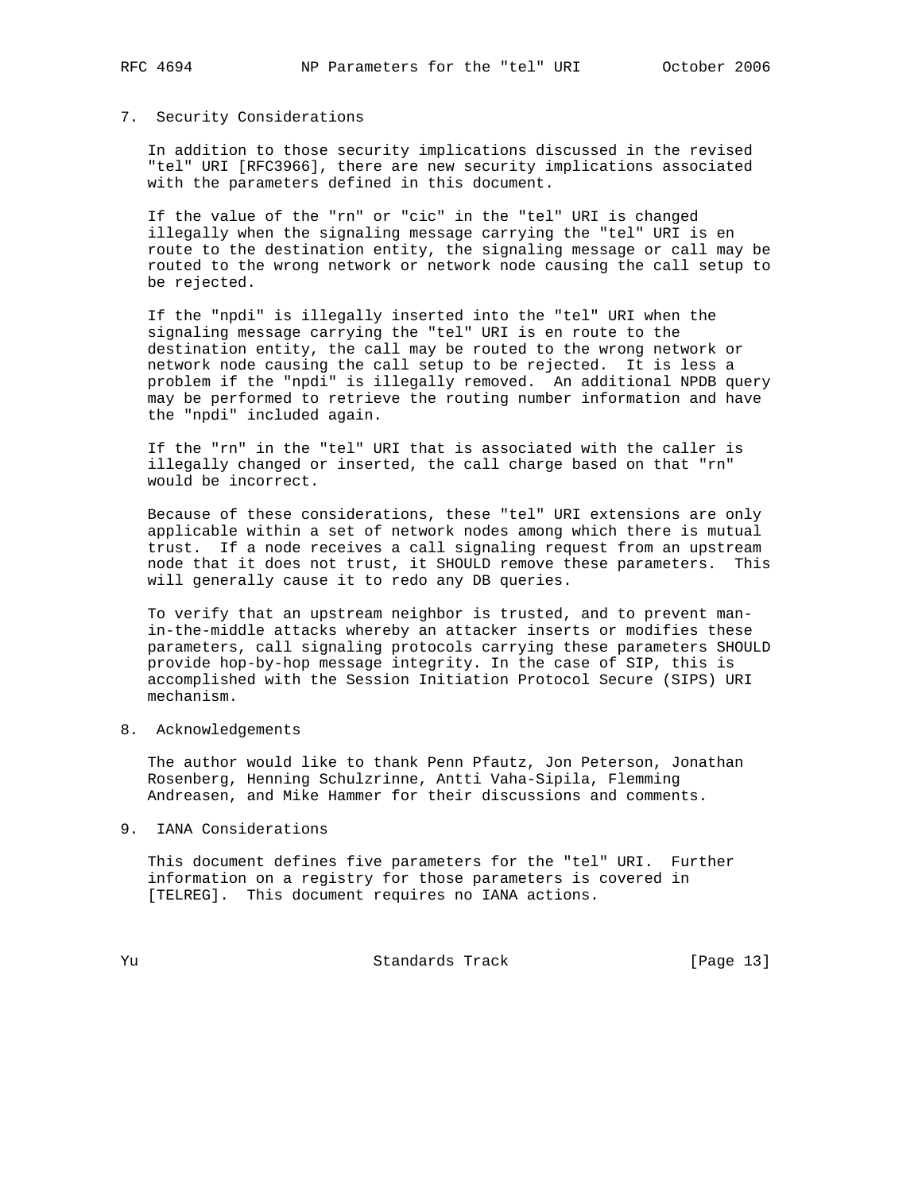## 7. Security Considerations

In addition to those security implications discussed in the revised "tel" URI [RFC3966], there are new security implications associated with the parameters defined in this document.

If the value of the "rn" or "cic" in the "tel" URI is changed illegally when the signaling message carrying the "tel" URI is en route to the destination entity, the signaling message or call may be routed to the wrong network or network node causing the call setup to be rejected.

If the "npdi" is illegally inserted into the "tel" URI when the signaling message carrying the "tel" URI is en route to the destination entity, the call may be routed to the wrong network or network node causing the call setup to be rejected. It is less a problem if the "npdi" is illegally removed. An additional NPDB query may be performed to retrieve the routing number information and have the "npdi" included again.

If the "rn" in the "tel" URI that is associated with the caller is illegally changed or inserted, the call charge based on that "rn" would be incorrect.

Because of these considerations, these "tel" URI extensions are only applicable within a set of network nodes among which there is mutual trust. If a node receives a call signaling request from an upstream node that it does not trust, it SHOULD remove these parameters. This will generally cause it to redo any DB queries.

To verify that an upstream neighbor is trusted, and to prevent man-in-the-middle attacks whereby an attacker inserts or modifies these parameters, call signaling protocols carrying these parameters SHOULD provide hop-by-hop message integrity. In the case of SIP, this is accomplished with the Session Initiation Protocol Secure (SIPS) URI mechanism.

## 8. Acknowledgements

The author would like to thank Penn Pfautz, Jon Peterson, Jonathan Rosenberg, Henning Schulzrinne, Antti Vaha-Sipila, Flemming Andreasen, and Mike Hammer for their discussions and comments.

## 9. IANA Considerations

This document defines five parameters for the "tel" URI. Further information on a registry for those parameters is covered in [TELREG]. This document requires no IANA actions.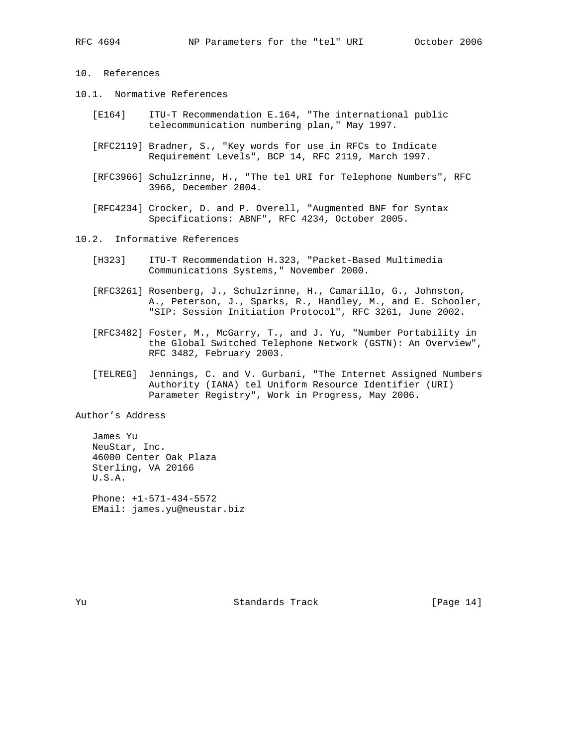## 10. References

### 10.1. Normative References

[E164] ITU-T Recommendation E.164, "The international public telecommunication numbering plan," May 1997.

[RFC2119] Bradner, S., "Key words for use in RFCs to Indicate Requirement Levels", BCP 14, RFC 2119, March 1997.

[RFC3966] Schulzrinne, H., "The tel URI for Telephone Numbers", RFC 3966, December 2004.

[RFC4234] Crocker, D. and P. Overell, "Augmented BNF for Syntax Specifications: ABNF", RFC 4234, October 2005.

### 10.2. Informative References

[H323] ITU-T Recommendation H.323, "Packet-Based Multimedia Communications Systems," November 2000.

[RFC3261] Rosenberg, J., Schulzrinne, H., Camarillo, G., Johnston, A., Peterson, J., Sparks, R., Handley, M., and E. Schooler, "SIP: Session Initiation Protocol", RFC 3261, June 2002.

[RFC3482] Foster, M., McGarry, T., and J. Yu, "Number Portability in the Global Switched Telephone Network (GSTN): An Overview", RFC 3482, February 2003.

[TELREG] Jennings, C. and V. Gurbani, "The Internet Assigned Numbers Authority (IANA) tel Uniform Resource Identifier (URI) Parameter Registry", Work in Progress, May 2006.

## Author's Address

James Yu
NeuStar, Inc.
46000 Center Oak Plaza
Sterling, VA 20166
U.S.A.

Phone: +1-571-434-5572
EMail: james.yu@neustar.biz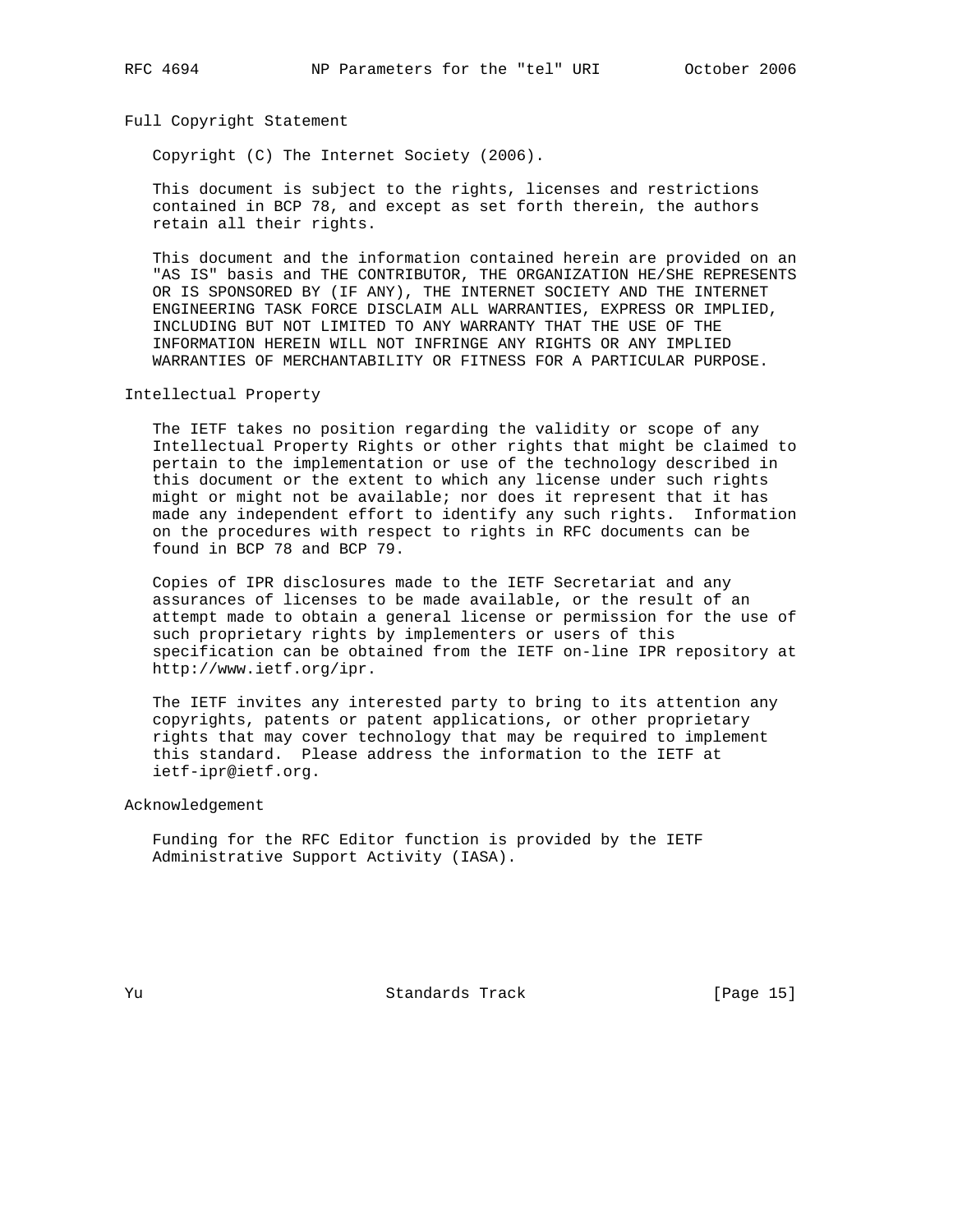## Full Copyright Statement

Copyright (C) The Internet Society (2006).

This document is subject to the rights, licenses and restrictions contained in BCP 78, and except as set forth therein, the authors retain all their rights.

This document and the information contained herein are provided on an "AS IS" basis and THE CONTRIBUTOR, THE ORGANIZATION HE/SHE REPRESENTS OR IS SPONSORED BY (IF ANY), THE INTERNET SOCIETY AND THE INTERNET ENGINEERING TASK FORCE DISCLAIM ALL WARRANTIES, EXPRESS OR IMPLIED, INCLUDING BUT NOT LIMITED TO ANY WARRANTY THAT THE USE OF THE INFORMATION HEREIN WILL NOT INFRINGE ANY RIGHTS OR ANY IMPLIED WARRANTIES OF MERCHANTABILITY OR FITNESS FOR A PARTICULAR PURPOSE.

## Intellectual Property

The IETF takes no position regarding the validity or scope of any Intellectual Property Rights or other rights that might be claimed to pertain to the implementation or use of the technology described in this document or the extent to which any license under such rights might or might not be available; nor does it represent that it has made any independent effort to identify any such rights. Information on the procedures with respect to rights in RFC documents can be found in BCP 78 and BCP 79.

Copies of IPR disclosures made to the IETF Secretariat and any assurances of licenses to be made available, or the result of an attempt made to obtain a general license or permission for the use of such proprietary rights by implementers or users of this specification can be obtained from the IETF on-line IPR repository at http://www.ietf.org/ipr.

The IETF invites any interested party to bring to its attention any copyrights, patents or patent applications, or other proprietary rights that may cover technology that may be required to implement this standard. Please address the information to the IETF at ietf-ipr@ietf.org.

## Acknowledgement

Funding for the RFC Editor function is provided by the IETF Administrative Support Activity (IASA).